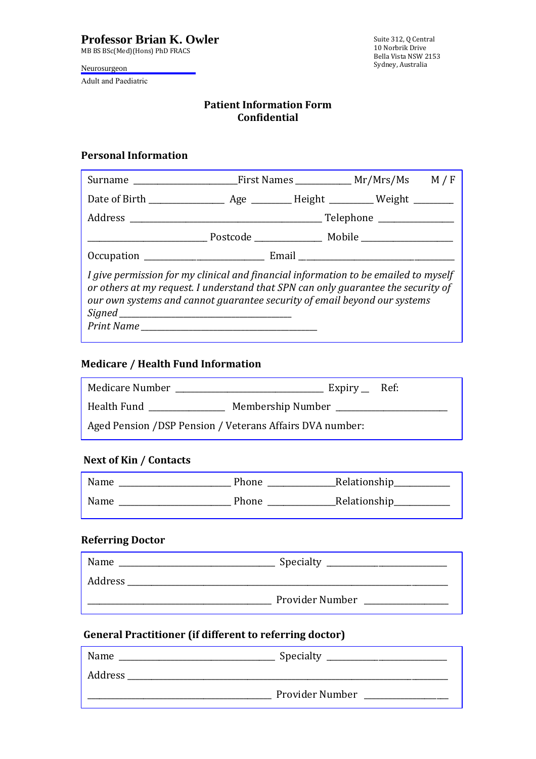**Professor Brian K. Owler**
MB BS BSc(Med)(Hons) PhD FRACS

Neurosurgeon
Adult and Paediatric

Suite 312, Q Central
10 Norbrik Drive
Bella Vista NSW 2153
Sydney, Australia

## Patient Information Form
## Confidential

### Personal Information

Surname ____________________ First Names ___________ Mr/Mrs/Ms M / F

Date of Birth ______________ Age ________ Height ________ Weight ________

Address ____________________________________ Telephone ______________

________________________ Postcode _____________ Mobile __________________

Occupation _______________________ Email ____________________________

*I give permission for my clinical and financial information to be emailed to myself or others at my request. I understand that SPN can only guarantee the security of our own systems and cannot guarantee security of email beyond our systems*
*Signed* ____________________________________
*Print Name* ____________________________________

### Medicare / Health Fund Information

Medicare Number ____________________________ Expiry __ Ref:

Health Fund ______________ Membership Number _____________________

Aged Pension /DSP Pension / Veterans Affairs DVA number:

### Next of Kin / Contacts

Name _____________________ Phone _____________ Relationship___________

Name _____________________ Phone _____________ Relationship___________

### Referring Doctor

Name _____________________________ Specialty ________________________

Address ____________________________________________________________

__________________________________ Provider Number _______________

### General Practitioner (if different to referring doctor)

Name _____________________________ Specialty ________________________

Address ____________________________________________________________

__________________________________ Provider Number _______________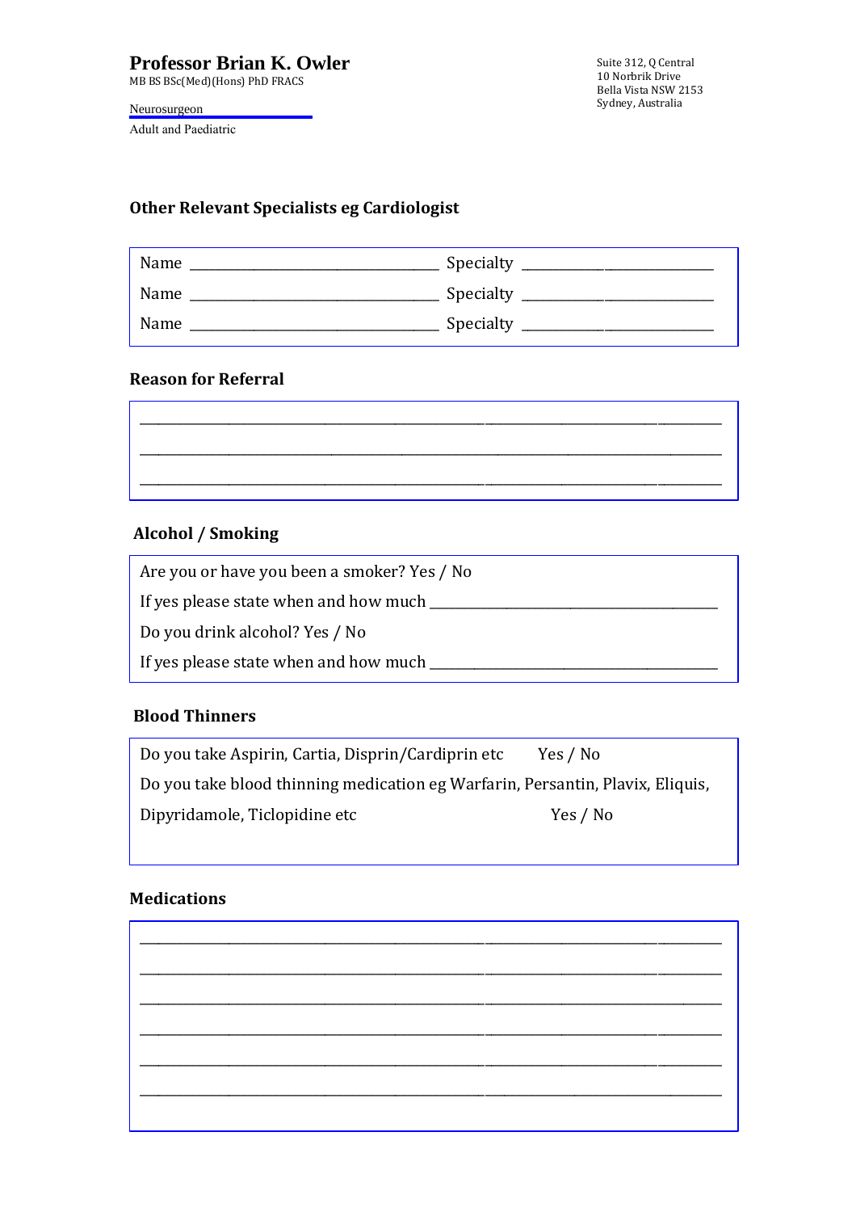**Professor Brian K. Owler**
MB BS BSc(Med)(Hons) PhD FRACS

Neurosurgeon
Adult and Paediatric

Suite 312, Q Central
10 Norbrik Drive
Bella Vista NSW 2153
Sydney, Australia

### Other Relevant Specialists eg Cardiologist

Name ______________________________ Specialty ______________________

Name ______________________________ Specialty ______________________

Name ______________________________ Specialty ______________________

### Reason for Referral

______________________________________________________________________

______________________________________________________________________

______________________________________________________________________

### Alcohol / Smoking

Are you or have you been a smoker? Yes / No

If yes please state when and how much ___________________________________

Do you drink alcohol? Yes / No

If yes please state when and how much ___________________________________

### Blood Thinners

Do you take Aspirin, Cartia, Disprin/Cardiprin etc Yes / No

Do you take blood thinning medication eg Warfarin, Persantin, Plavix, Eliquis, Dipyridamole, Ticlopidine etc Yes / No

### Medications

______________________________________________________________________

______________________________________________________________________

______________________________________________________________________

______________________________________________________________________

______________________________________________________________________

______________________________________________________________________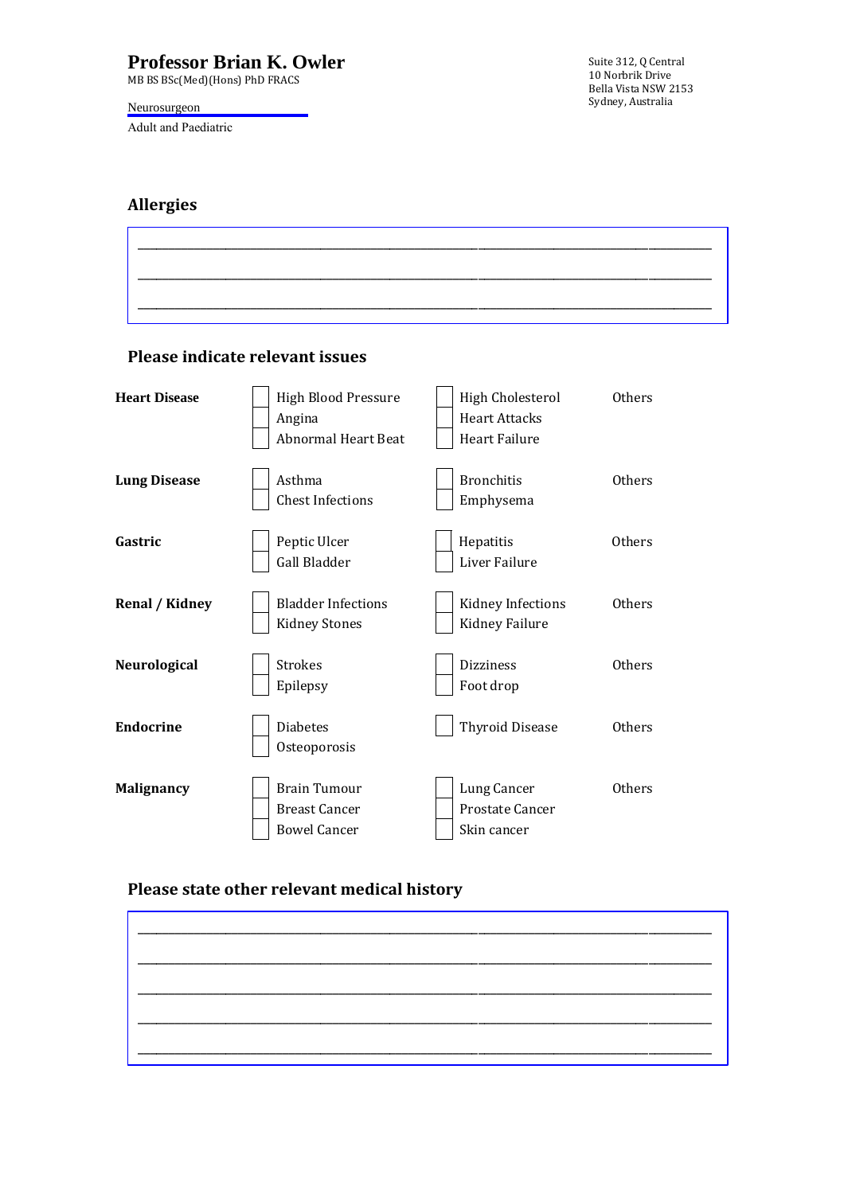**Professor Brian K. Owler**
MB BS BSc(Med)(Hons) PhD FRACS

Neurosurgeon
Adult and Paediatric

Suite 312, Q Central
10 Norbrik Drive
Bella Vista NSW 2153
Sydney, Australia

## Allergies

\_\_\_\_\_\_\_\_\_\_\_\_\_\_\_\_\_\_\_\_\_\_\_\_\_\_\_\_\_\_\_\_\_\_\_\_\_\_\_\_\_\_\_\_\_\_\_\_\_\_\_\_\_\_\_\_\_\_\_\_\_\_\_\_\_\_\_\_\_\_

\_\_\_\_\_\_\_\_\_\_\_\_\_\_\_\_\_\_\_\_\_\_\_\_\_\_\_\_\_\_\_\_\_\_\_\_\_\_\_\_\_\_\_\_\_\_\_\_\_\_\_\_\_\_\_\_\_\_\_\_\_\_\_\_\_\_\_\_\_\_

\_\_\_\_\_\_\_\_\_\_\_\_\_\_\_\_\_\_\_\_\_\_\_\_\_\_\_\_\_\_\_\_\_\_\_\_\_\_\_\_\_\_\_\_\_\_\_\_\_\_\_\_\_\_\_\_\_\_\_\_\_\_\_\_\_\_\_\_\_\_

## Please indicate relevant issues

| | | | |
|---|---|---|---|
| **Heart Disease** | ☐ High Blood Pressure<br>☐ Angina<br>☐ Abnormal Heart Beat | ☐ High Cholesterol<br>☐ Heart Attacks<br>☐ Heart Failure | Others |
| **Lung Disease** | ☐ Asthma<br>☐ Chest Infections | ☐ Bronchitis<br>☐ Emphysema | Others |
| **Gastric** | ☐ Peptic Ulcer<br>☐ Gall Bladder | ☐ Hepatitis<br>☐ Liver Failure | Others |
| **Renal / Kidney** | ☐ Bladder Infections<br>☐ Kidney Stones | ☐ Kidney Infections<br>☐ Kidney Failure | Others |
| **Neurological** | ☐ Strokes<br>☐ Epilepsy | ☐ Dizziness<br>☐ Foot drop | Others |
| **Endocrine** | ☐ Diabetes<br>☐ Osteoporosis | ☐ Thyroid Disease | Others |
| **Malignancy** | ☐ Brain Tumour<br>☐ Breast Cancer<br>☐ Bowel Cancer | ☐ Lung Cancer<br>☐ Prostate Cancer<br>☐ Skin cancer | Others |

## Please state other relevant medical history

\_\_\_\_\_\_\_\_\_\_\_\_\_\_\_\_\_\_\_\_\_\_\_\_\_\_\_\_\_\_\_\_\_\_\_\_\_\_\_\_\_\_\_\_\_\_\_\_\_\_\_\_\_\_\_\_\_\_\_\_\_\_\_\_\_\_\_\_\_\_

\_\_\_\_\_\_\_\_\_\_\_\_\_\_\_\_\_\_\_\_\_\_\_\_\_\_\_\_\_\_\_\_\_\_\_\_\_\_\_\_\_\_\_\_\_\_\_\_\_\_\_\_\_\_\_\_\_\_\_\_\_\_\_\_\_\_\_\_\_\_

\_\_\_\_\_\_\_\_\_\_\_\_\_\_\_\_\_\_\_\_\_\_\_\_\_\_\_\_\_\_\_\_\_\_\_\_\_\_\_\_\_\_\_\_\_\_\_\_\_\_\_\_\_\_\_\_\_\_\_\_\_\_\_\_\_\_\_\_\_\_

\_\_\_\_\_\_\_\_\_\_\_\_\_\_\_\_\_\_\_\_\_\_\_\_\_\_\_\_\_\_\_\_\_\_\_\_\_\_\_\_\_\_\_\_\_\_\_\_\_\_\_\_\_\_\_\_\_\_\_\_\_\_\_\_\_\_\_\_\_\_

\_\_\_\_\_\_\_\_\_\_\_\_\_\_\_\_\_\_\_\_\_\_\_\_\_\_\_\_\_\_\_\_\_\_\_\_\_\_\_\_\_\_\_\_\_\_\_\_\_\_\_\_\_\_\_\_\_\_\_\_\_\_\_\_\_\_\_\_\_\_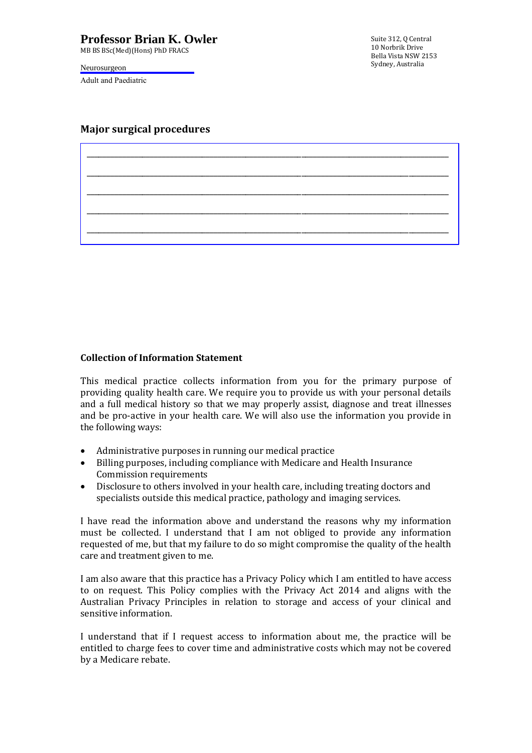**Professor Brian K. Owler**
MB BS BSc(Med)(Hons) PhD FRACS

Neurosurgeon
Adult and Paediatric

Suite 312, Q Central
10 Norbrik Drive
Bella Vista NSW 2153
Sydney, Australia

## Major surgical procedures

\_\_\_\_\_\_\_\_\_\_\_\_\_\_\_\_\_\_\_\_\_\_\_\_\_\_\_\_\_\_\_\_\_\_\_\_\_\_\_\_\_\_\_\_\_\_\_\_\_\_\_\_\_\_\_\_\_\_\_\_\_\_\_\_\_\_\_\_\_\_\_\_\_\_\_\_

\_\_\_\_\_\_\_\_\_\_\_\_\_\_\_\_\_\_\_\_\_\_\_\_\_\_\_\_\_\_\_\_\_\_\_\_\_\_\_\_\_\_\_\_\_\_\_\_\_\_\_\_\_\_\_\_\_\_\_\_\_\_\_\_\_\_\_\_\_\_\_\_\_\_\_\_

\_\_\_\_\_\_\_\_\_\_\_\_\_\_\_\_\_\_\_\_\_\_\_\_\_\_\_\_\_\_\_\_\_\_\_\_\_\_\_\_\_\_\_\_\_\_\_\_\_\_\_\_\_\_\_\_\_\_\_\_\_\_\_\_\_\_\_\_\_\_\_\_\_\_\_\_

\_\_\_\_\_\_\_\_\_\_\_\_\_\_\_\_\_\_\_\_\_\_\_\_\_\_\_\_\_\_\_\_\_\_\_\_\_\_\_\_\_\_\_\_\_\_\_\_\_\_\_\_\_\_\_\_\_\_\_\_\_\_\_\_\_\_\_\_\_\_\_\_\_\_\_\_

\_\_\_\_\_\_\_\_\_\_\_\_\_\_\_\_\_\_\_\_\_\_\_\_\_\_\_\_\_\_\_\_\_\_\_\_\_\_\_\_\_\_\_\_\_\_\_\_\_\_\_\_\_\_\_\_\_\_\_\_\_\_\_\_\_\_\_\_\_\_\_\_\_\_\_\_

### Collection of Information Statement

This medical practice collects information from you for the primary purpose of providing quality health care. We require you to provide us with your personal details and a full medical history so that we may properly assist, diagnose and treat illnesses and be pro-active in your health care. We will also use the information you provide in the following ways:

- Administrative purposes in running our medical practice
- Billing purposes, including compliance with Medicare and Health Insurance Commission requirements
- Disclosure to others involved in your health care, including treating doctors and specialists outside this medical practice, pathology and imaging services.

I have read the information above and understand the reasons why my information must be collected. I understand that I am not obliged to provide any information requested of me, but that my failure to do so might compromise the quality of the health care and treatment given to me.

I am also aware that this practice has a Privacy Policy which I am entitled to have access to on request. This Policy complies with the Privacy Act 2014 and aligns with the Australian Privacy Principles in relation to storage and access of your clinical and sensitive information.

I understand that if I request access to information about me, the practice will be entitled to charge fees to cover time and administrative costs which may not be covered by a Medicare rebate.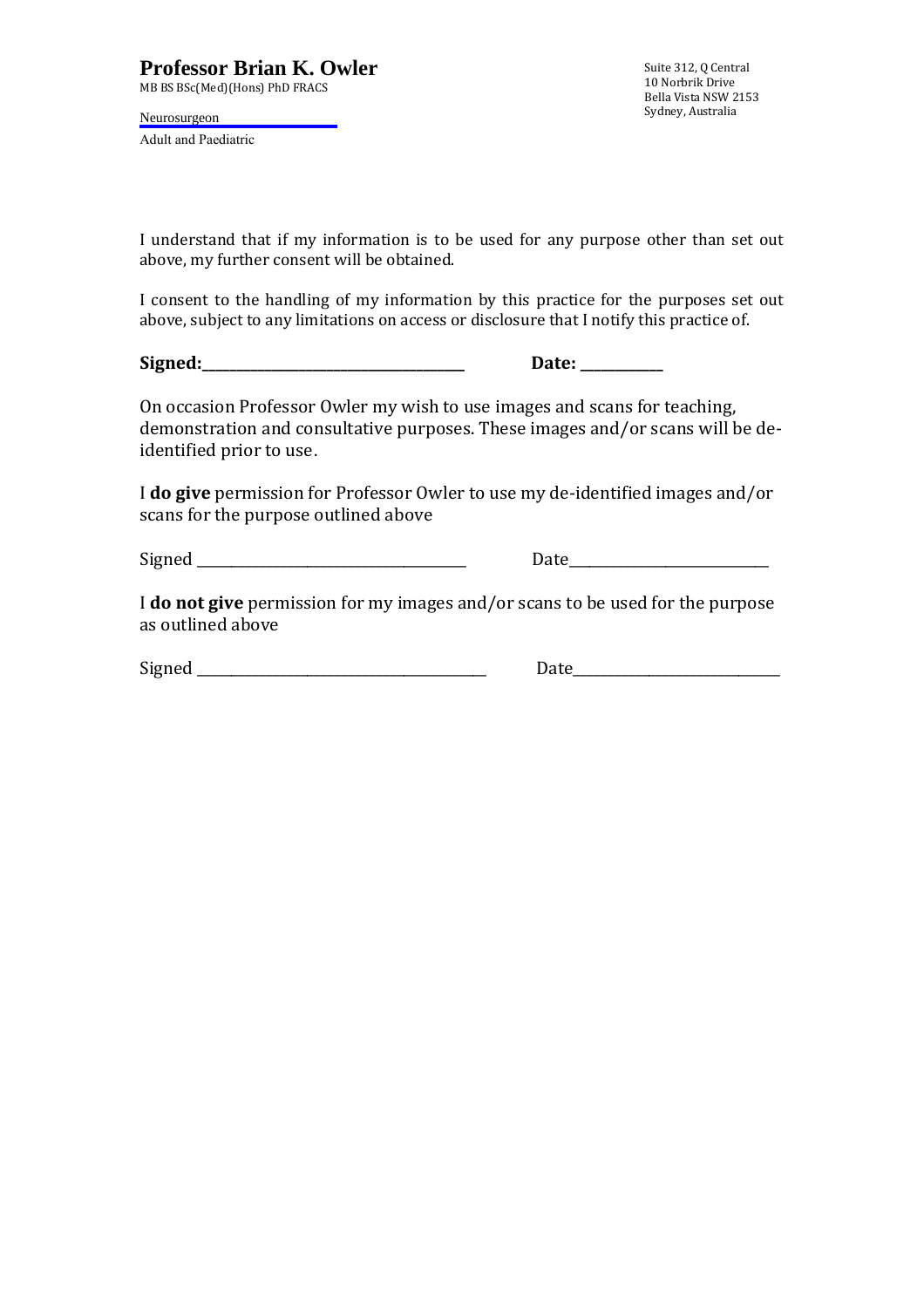**Professor Brian K. Owler**
MB BS BSc(Med)(Hons) PhD FRACS

Neurosurgeon
Adult and Paediatric

Suite 312, Q Central
10 Norbrik Drive
Bella Vista NSW 2153
Sydney, Australia

I understand that if my information is to be used for any purpose other than set out above, my further consent will be obtained.

I consent to the handling of my information by this practice for the purposes set out above, subject to any limitations on access or disclosure that I notify this practice of.

**Signed:**\_\_\_\_\_\_\_\_\_\_\_\_\_\_\_\_\_\_\_\_\_\_\_\_\_\_\_\_\_\_\_\_\_\_ **Date:** \_\_\_\_\_\_\_\_\_\_\_

On occasion Professor Owler my wish to use images and scans for teaching, demonstration and consultative purposes. These images and/or scans will be de-identified prior to use.

I **do give** permission for Professor Owler to use my de-identified images and/or scans for the purpose outlined above

Signed \_\_\_\_\_\_\_\_\_\_\_\_\_\_\_\_\_\_\_\_\_\_\_\_\_\_\_\_\_\_\_\_\_\_ Date\_\_\_\_\_\_\_\_\_\_\_\_\_\_\_\_\_\_\_\_\_\_\_\_\_\_

I **do not give** permission for my images and/or scans to be used for the purpose as outlined above

Signed \_\_\_\_\_\_\_\_\_\_\_\_\_\_\_\_\_\_\_\_\_\_\_\_\_\_\_\_\_\_\_\_\_\_\_\_\_ Date\_\_\_\_\_\_\_\_\_\_\_\_\_\_\_\_\_\_\_\_\_\_\_\_\_\_\_